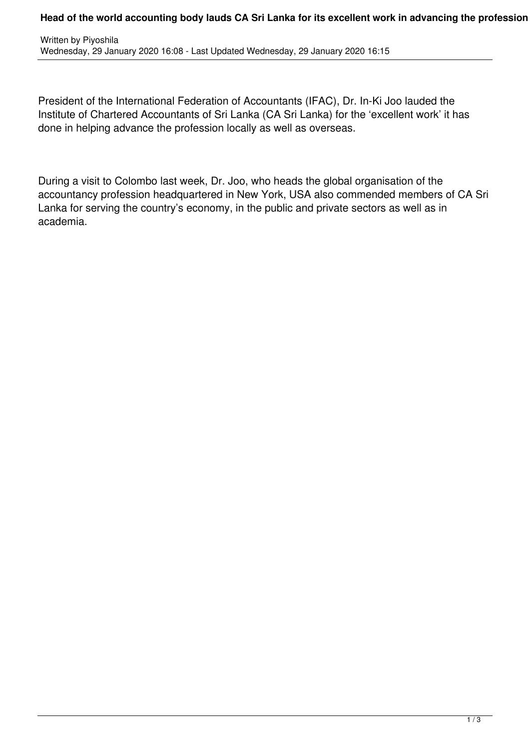# Head of the world accounting body lauds CA Sri Lanka for its excellent work in advancing the profession

Written by Piyoshila
Wednesday, 29 January 2020 16:08 - Last Updated Wednesday, 29 January 2020 16:15

President of the International Federation of Accountants (IFAC), Dr. In-Ki Joo lauded the Institute of Chartered Accountants of Sri Lanka (CA Sri Lanka) for the 'excellent work' it has done in helping advance the profession locally as well as overseas.

During a visit to Colombo last week, Dr. Joo, who heads the global organisation of the accountancy profession headquartered in New York, USA also commended members of CA Sri Lanka for serving the country's economy, in the public and private sectors as well as in academia.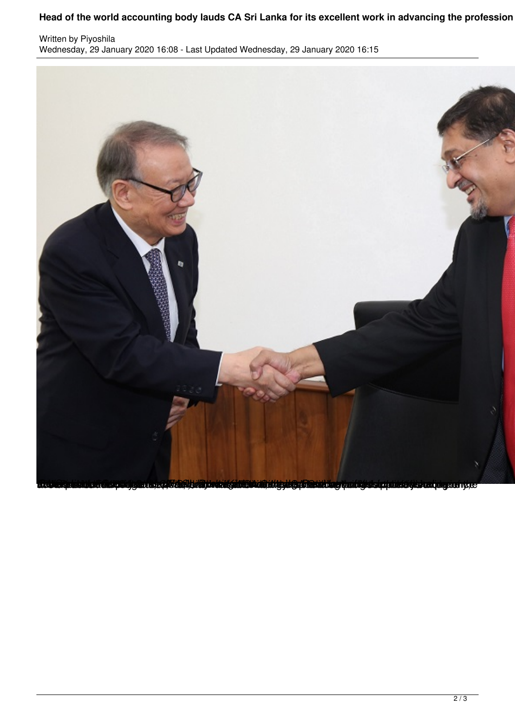# Head of the world accounting body lauds CA Sri Lanka for its excellent work in advancing the profession

Written by Piyoshila

Wednesday, 29 January 2020 16:08 - Last Updated Wednesday, 29 January 2020 16:15